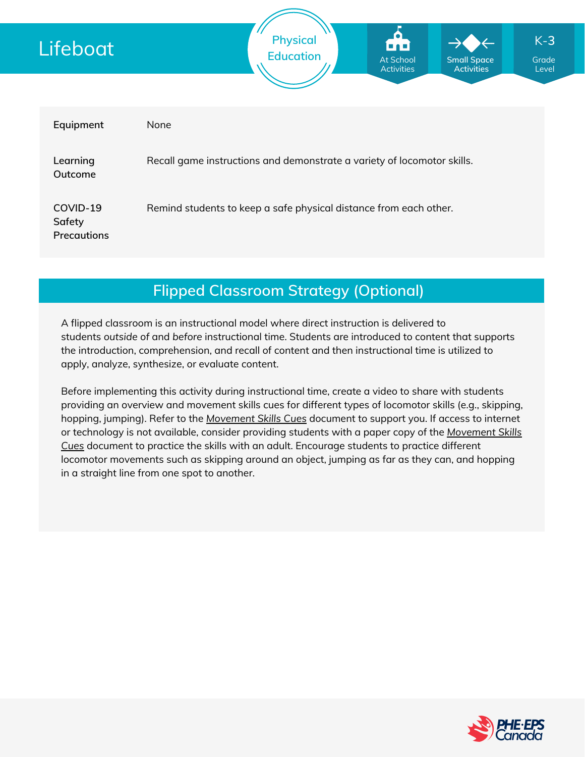# Lifeboat

Physical Education

At School Activities | Small Space Activities | K-3 Grade Level

| | |
|---|---|
| **Equipment** | None |
| **Learning Outcome** | Recall game instructions and demonstrate a variety of locomotor skills. |
| **COVID-19 Safety Precautions** | Remind students to keep a safe physical distance from each other. |

## Flipped Classroom Strategy (Optional)

A flipped classroom is an instructional model where direct instruction is delivered to students *outside of* and *before* instructional time. Students are introduced to content that supports the introduction, comprehension, and recall of content and then instructional time is utilized to apply, analyze, synthesize, or evaluate content.

Before implementing this activity during instructional time, create a video to share with students providing an overview and movement skills cues for different types of locomotor skills (e.g., skipping, hopping, jumping). Refer to the *Movement Skills Cues* document to support you. If access to internet or technology is not available, consider providing students with a paper copy of the *Movement Skills Cues* document to practice the skills with an adult. Encourage students to practice different locomotor movements such as skipping around an object, jumping as far as they can, and hopping in a straight line from one spot to another.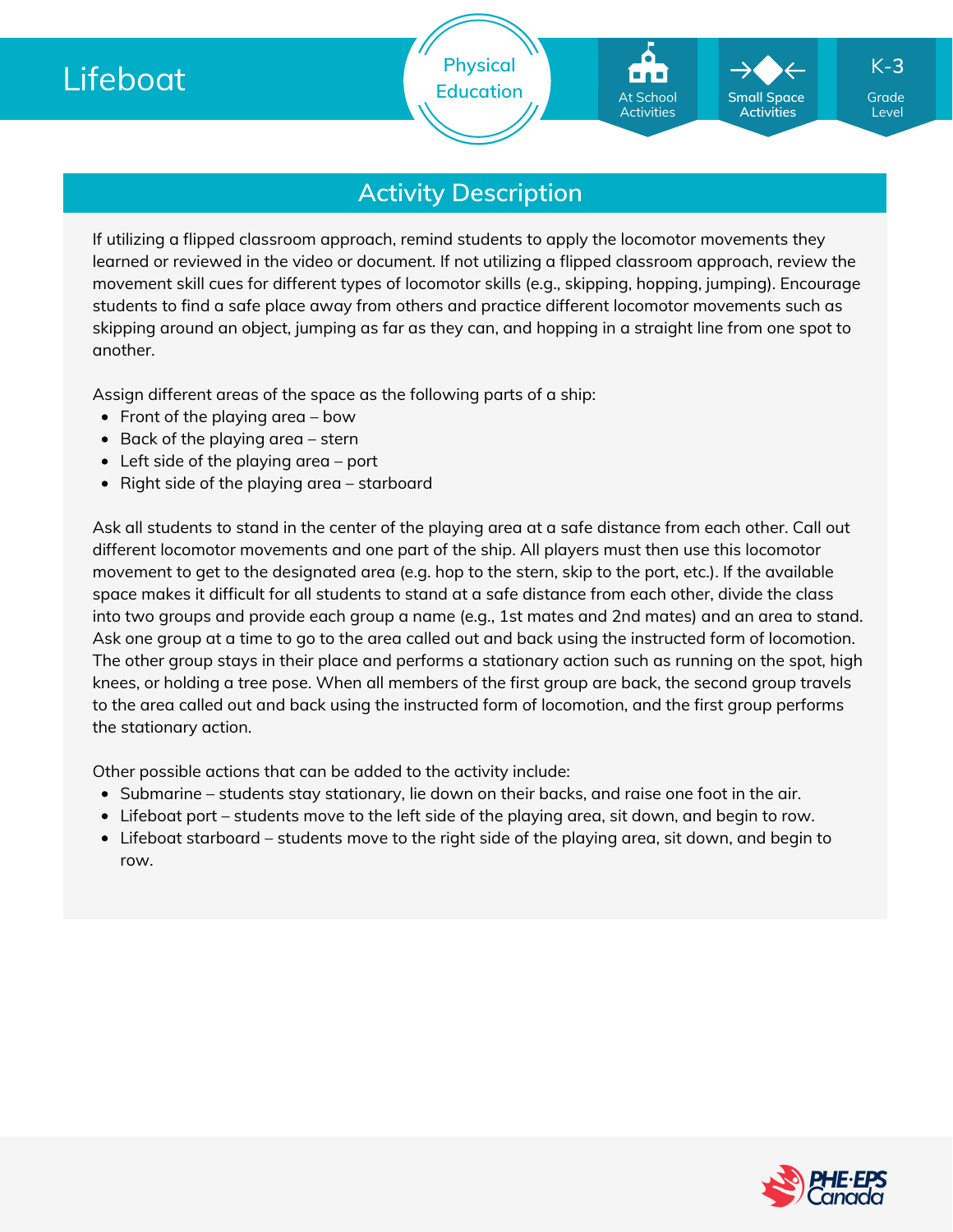# Lifeboat

Physical Education

At School Activities

Small Space Activities

K-3 Grade Level

## Activity Description

If utilizing a flipped classroom approach, remind students to apply the locomotor movements they learned or reviewed in the video or document. If not utilizing a flipped classroom approach, review the movement skill cues for different types of locomotor skills (e.g., skipping, hopping, jumping). Encourage students to find a safe place away from others and practice different locomotor movements such as skipping around an object, jumping as far as they can, and hopping in a straight line from one spot to another.

Assign different areas of the space as the following parts of a ship:

- Front of the playing area – bow
- Back of the playing area – stern
- Left side of the playing area – port
- Right side of the playing area – starboard

Ask all students to stand in the center of the playing area at a safe distance from each other. Call out different locomotor movements and one part of the ship. All players must then use this locomotor movement to get to the designated area (e.g. hop to the stern, skip to the port, etc.). If the available space makes it difficult for all students to stand at a safe distance from each other, divide the class into two groups and provide each group a name (e.g., 1st mates and 2nd mates) and an area to stand. Ask one group at a time to go to the area called out and back using the instructed form of locomotion. The other group stays in their place and performs a stationary action such as running on the spot, high knees, or holding a tree pose. When all members of the first group are back, the second group travels to the area called out and back using the instructed form of locomotion, and the first group performs the stationary action.

Other possible actions that can be added to the activity include:

- Submarine – students stay stationary, lie down on their backs, and raise one foot in the air.
- Lifeboat port – students move to the left side of the playing area, sit down, and begin to row.
- Lifeboat starboard – students move to the right side of the playing area, sit down, and begin to row.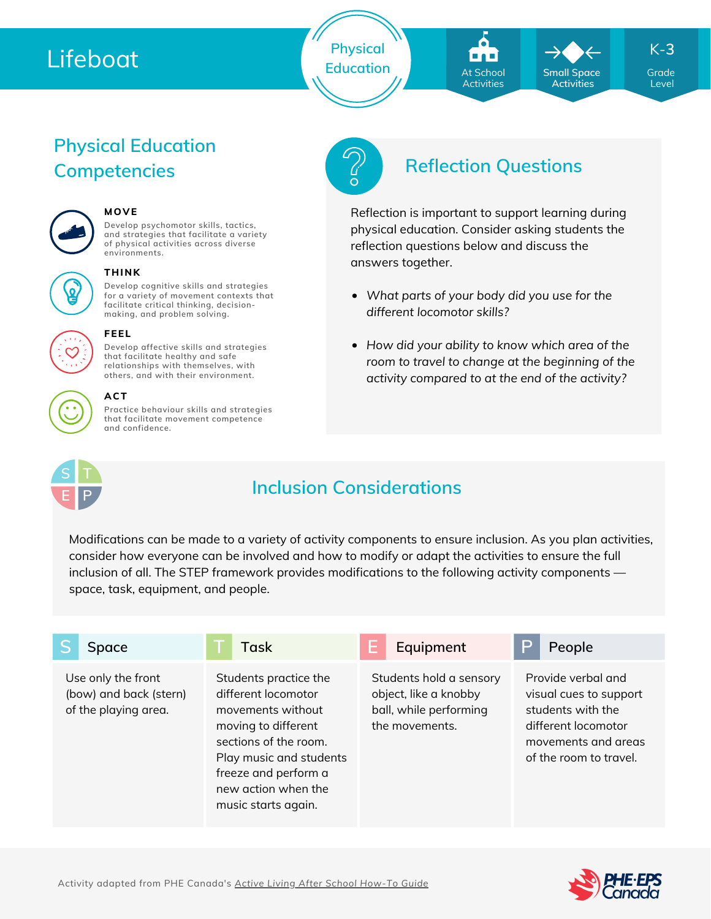# Lifeboat

Physical Education | At School Activities | Small Space Activities | K-3 Grade Level

## Physical Education Competencies

**MOVE**
Develop psychomotor skills, tactics, and strategies that facilitate a variety of physical activities across diverse environments.

**THINK**
Develop cognitive skills and strategies for a variety of movement contexts that facilitate critical thinking, decision-making, and problem solving.

**FEEL**
Develop affective skills and strategies that facilitate healthy and safe relationships with themselves, with others, and with their environment.

**ACT**
Practice behaviour skills and strategies that facilitate movement competence and confidence.

## Reflection Questions

Reflection is important to support learning during physical education. Consider asking students the reflection questions below and discuss the answers together.

- *What parts of your body did you use for the different locomotor skills?*
- *How did your ability to know which area of the room to travel to change at the beginning of the activity compared to at the end of the activity?*

## Inclusion Considerations

Modifications can be made to a variety of activity components to ensure inclusion. As you plan activities, consider how everyone can be involved and how to modify or adapt the activities to ensure the full inclusion of all. The STEP framework provides modifications to the following activity components — space, task, equipment, and people.

| S Space | T Task | E Equipment | P People |
|---|---|---|---|
| Use only the front (bow) and back (stern) of the playing area. | Students practice the different locomotor movements without moving to different sections of the room. Play music and students freeze and perform a new action when the music starts again. | Students hold a sensory object, like a knobby ball, while performing the movements. | Provide verbal and visual cues to support students with the different locomotor movements and areas of the room to travel. |

Activity adapted from PHE Canada's Active Living After School How-To Guide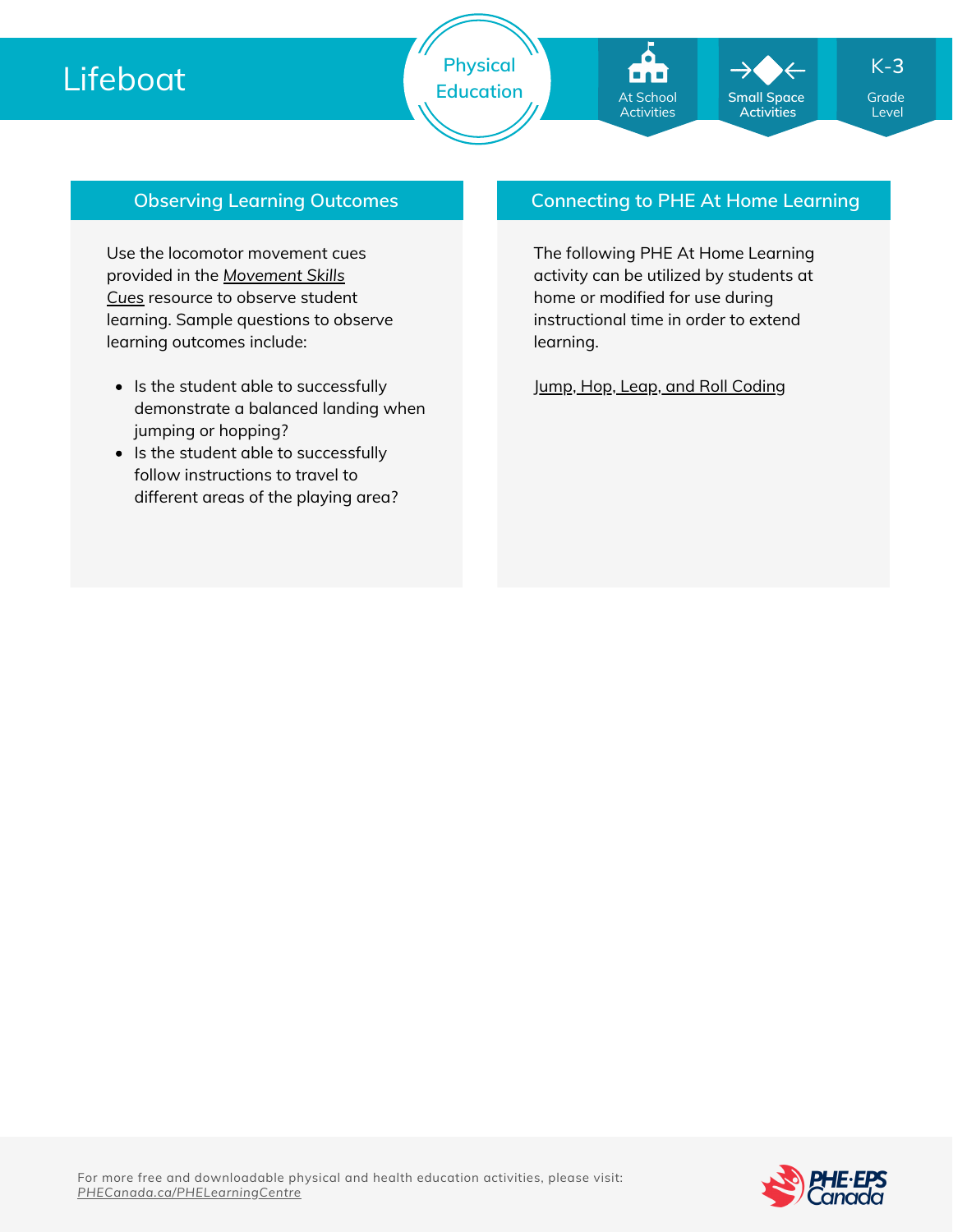# Lifeboat

Physical Education

At School Activities

Small Space Activities

K-3 Grade Level

## Observing Learning Outcomes

Use the locomotor movement cues provided in the *Movement Skills Cues* resource to observe student learning. Sample questions to observe learning outcomes include:

- Is the student able to successfully demonstrate a balanced landing when jumping or hopping?
- Is the student able to successfully follow instructions to travel to different areas of the playing area?

## Connecting to PHE At Home Learning

The following PHE At Home Learning activity can be utilized by students at home or modified for use during instructional time in order to extend learning.

Jump, Hop, Leap, and Roll Coding

For more free and downloadable physical and health education activities, please visit: *PHECanada.ca/PHELearningCentre*